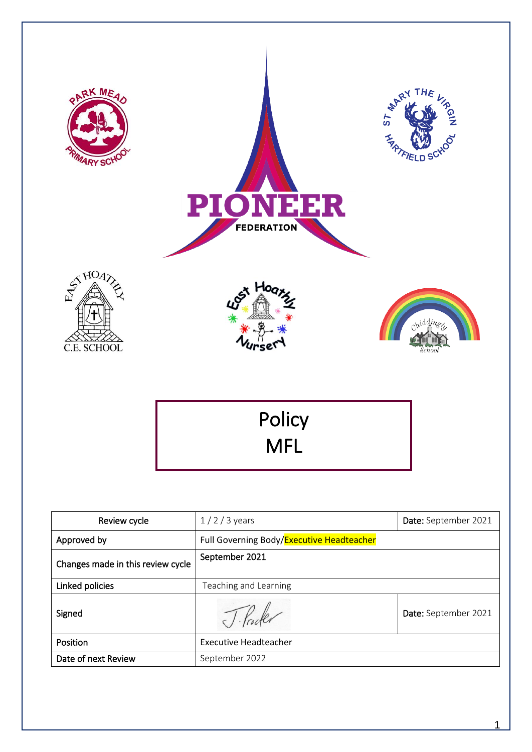PARK MEAD PRIMARY SCHOOL

ST MARY THE VIRGIN HARTFIELD SCHOOL

PIONEER FEDERATION

EAST HOATHLY C.E. SCHOOL

East Hoathly Nursery

Chiddingly School

# Policy
# MFL

| Review cycle | 1 / 2 / 3 years | **Date:** September 2021 |
|---|---|---|
| Approved by | Full Governing Body/Executive Headteacher | |
| Changes made in this review cycle | September 2021 | |
| Linked policies | Teaching and Learning | |
| Signed | J. Procter | **Date:** September 2021 |
| Position | Executive Headteacher | |
| Date of next Review | September 2022 | |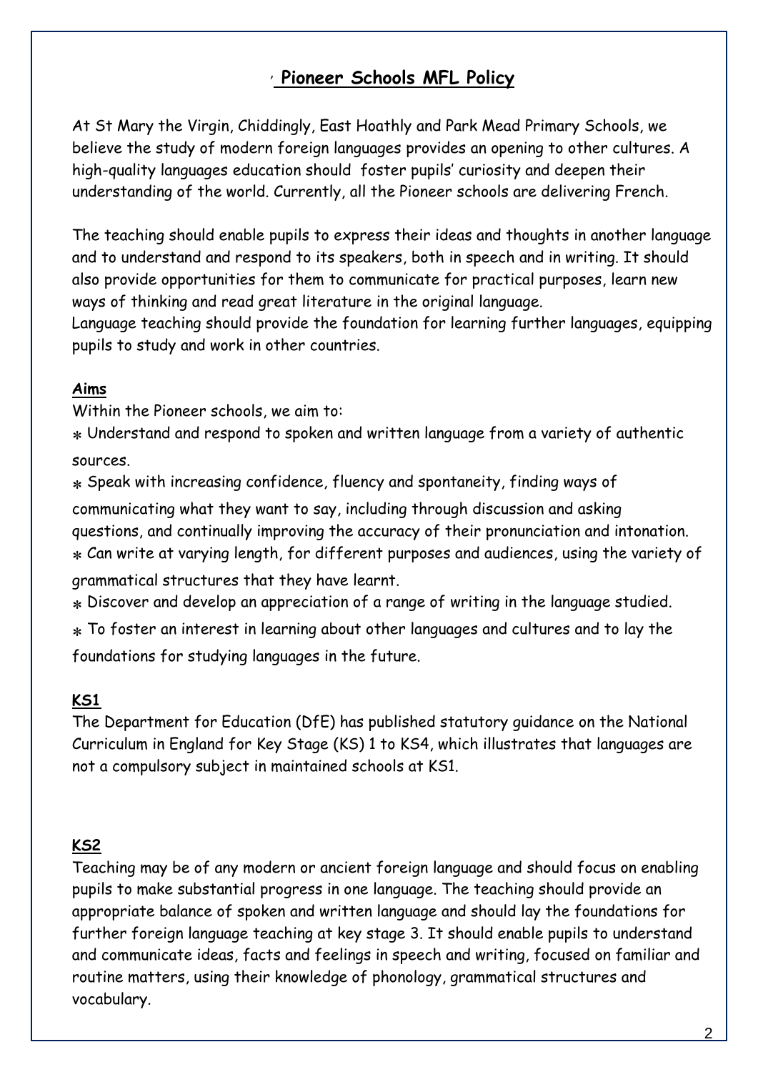## Pioneer Schools MFL Policy

At St Mary the Virgin, Chiddingly, East Hoathly and Park Mead Primary Schools, we believe the study of modern foreign languages provides an opening to other cultures. A high-quality languages education should foster pupils' curiosity and deepen their understanding of the world. Currently, all the Pioneer schools are delivering French.

The teaching should enable pupils to express their ideas and thoughts in another language and to understand and respond to its speakers, both in speech and in writing. It should also provide opportunities for them to communicate for practical purposes, learn new ways of thinking and read great literature in the original language.
Language teaching should provide the foundation for learning further languages, equipping pupils to study and work in other countries.

### Aims

Within the Pioneer schools, we aim to:

- Understand and respond to spoken and written language from a variety of authentic sources.
- Speak with increasing confidence, fluency and spontaneity, finding ways of communicating what they want to say, including through discussion and asking questions, and continually improving the accuracy of their pronunciation and intonation.
- Can write at varying length, for different purposes and audiences, using the variety of grammatical structures that they have learnt.
- Discover and develop an appreciation of a range of writing in the language studied.
- To foster an interest in learning about other languages and cultures and to lay the foundations for studying languages in the future.

### KS1

The Department for Education (DfE) has published statutory guidance on the National Curriculum in England for Key Stage (KS) 1 to KS4, which illustrates that languages are not a compulsory subject in maintained schools at KS1.

### KS2

Teaching may be of any modern or ancient foreign language and should focus on enabling pupils to make substantial progress in one language. The teaching should provide an appropriate balance of spoken and written language and should lay the foundations for further foreign language teaching at key stage 3. It should enable pupils to understand and communicate ideas, facts and feelings in speech and writing, focused on familiar and routine matters, using their knowledge of phonology, grammatical structures and vocabulary.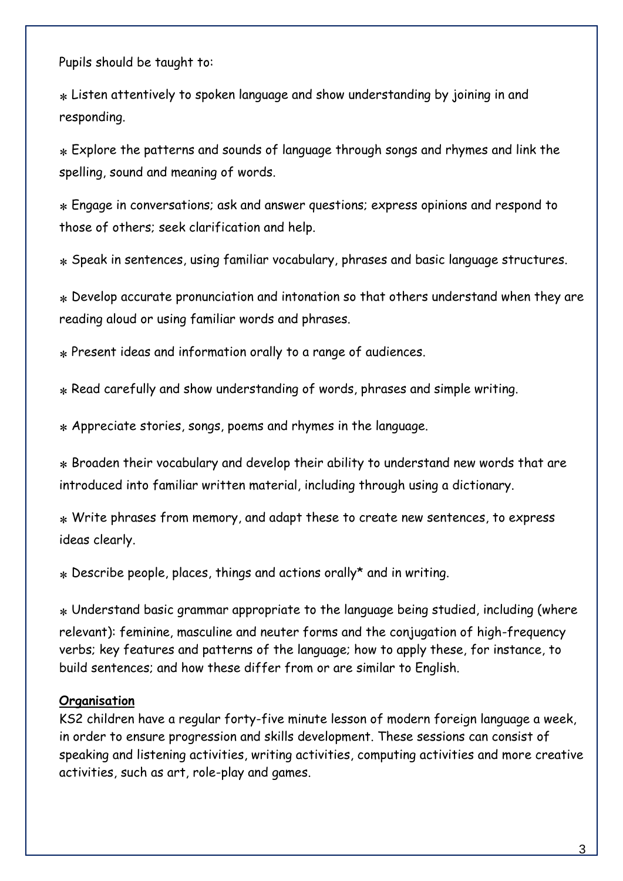Pupils should be taught to:

- Listen attentively to spoken language and show understanding by joining in and responding.
- Explore the patterns and sounds of language through songs and rhymes and link the spelling, sound and meaning of words.
- Engage in conversations; ask and answer questions; express opinions and respond to those of others; seek clarification and help.
- Speak in sentences, using familiar vocabulary, phrases and basic language structures.
- Develop accurate pronunciation and intonation so that others understand when they are reading aloud or using familiar words and phrases.
- Present ideas and information orally to a range of audiences.
- Read carefully and show understanding of words, phrases and simple writing.
- Appreciate stories, songs, poems and rhymes in the language.
- Broaden their vocabulary and develop their ability to understand new words that are introduced into familiar written material, including through using a dictionary.
- Write phrases from memory, and adapt these to create new sentences, to express ideas clearly.
- Describe people, places, things and actions orally* and in writing.
- Understand basic grammar appropriate to the language being studied, including (where relevant): feminine, masculine and neuter forms and the conjugation of high-frequency verbs; key features and patterns of the language; how to apply these, for instance, to build sentences; and how these differ from or are similar to English.

**Organisation**

KS2 children have a regular forty-five minute lesson of modern foreign language a week, in order to ensure progression and skills development. These sessions can consist of speaking and listening activities, writing activities, computing activities and more creative activities, such as art, role-play and games.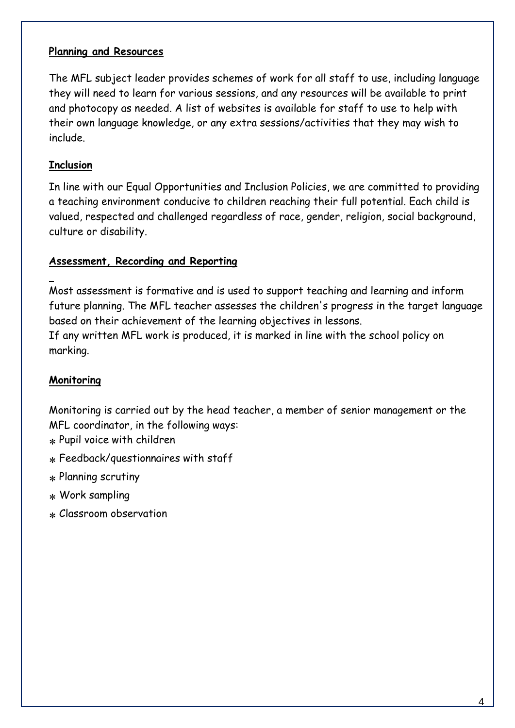**Planning and Resources**

The MFL subject leader provides schemes of work for all staff to use, including language they will need to learn for various sessions, and any resources will be available to print and photocopy as needed. A list of websites is available for staff to use to help with their own language knowledge, or any extra sessions/activities that they may wish to include.

**Inclusion**

In line with our Equal Opportunities and Inclusion Policies, we are committed to providing a teaching environment conducive to children reaching their full potential. Each child is valued, respected and challenged regardless of race, gender, religion, social background, culture or disability.

**Assessment, Recording and Reporting**

Most assessment is formative and is used to support teaching and learning and inform future planning. The MFL teacher assesses the children's progress in the target language based on their achievement of the learning objectives in lessons.
If any written MFL work is produced, it is marked in line with the school policy on marking.

**Monitoring**

Monitoring is carried out by the head teacher, a member of senior management or the MFL coordinator, in the following ways:

- Pupil voice with children
- Feedback/questionnaires with staff
- Planning scrutiny
- Work sampling
- Classroom observation